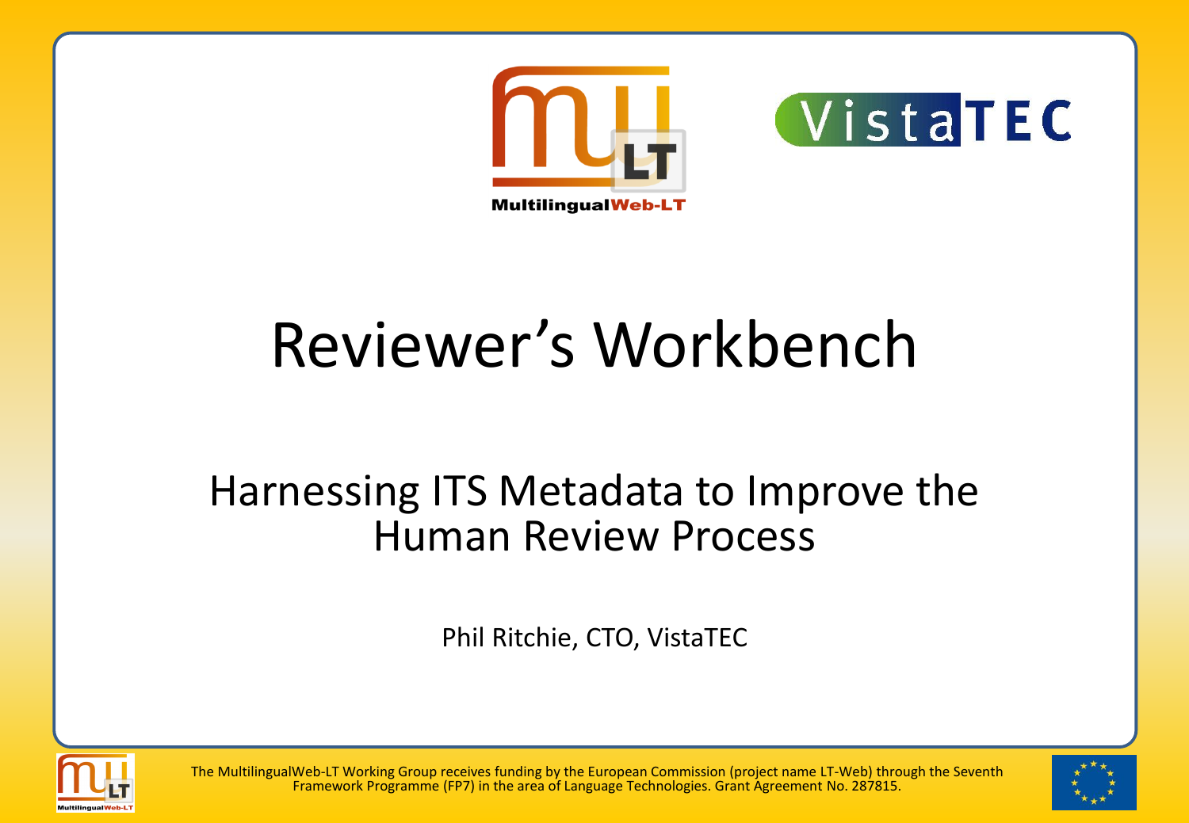# Reviewer's Workbench

## Harnessing ITS Metadata to Improve the Human Review Process

Phil Ritchie, CTO, VistaTEC

The MultilingualWeb-LT Working Group receives funding by the European Commission (project name LT-Web) through the Seventh Framework Programme (FP7) in the area of Language Technologies. Grant Agreement No. 287815.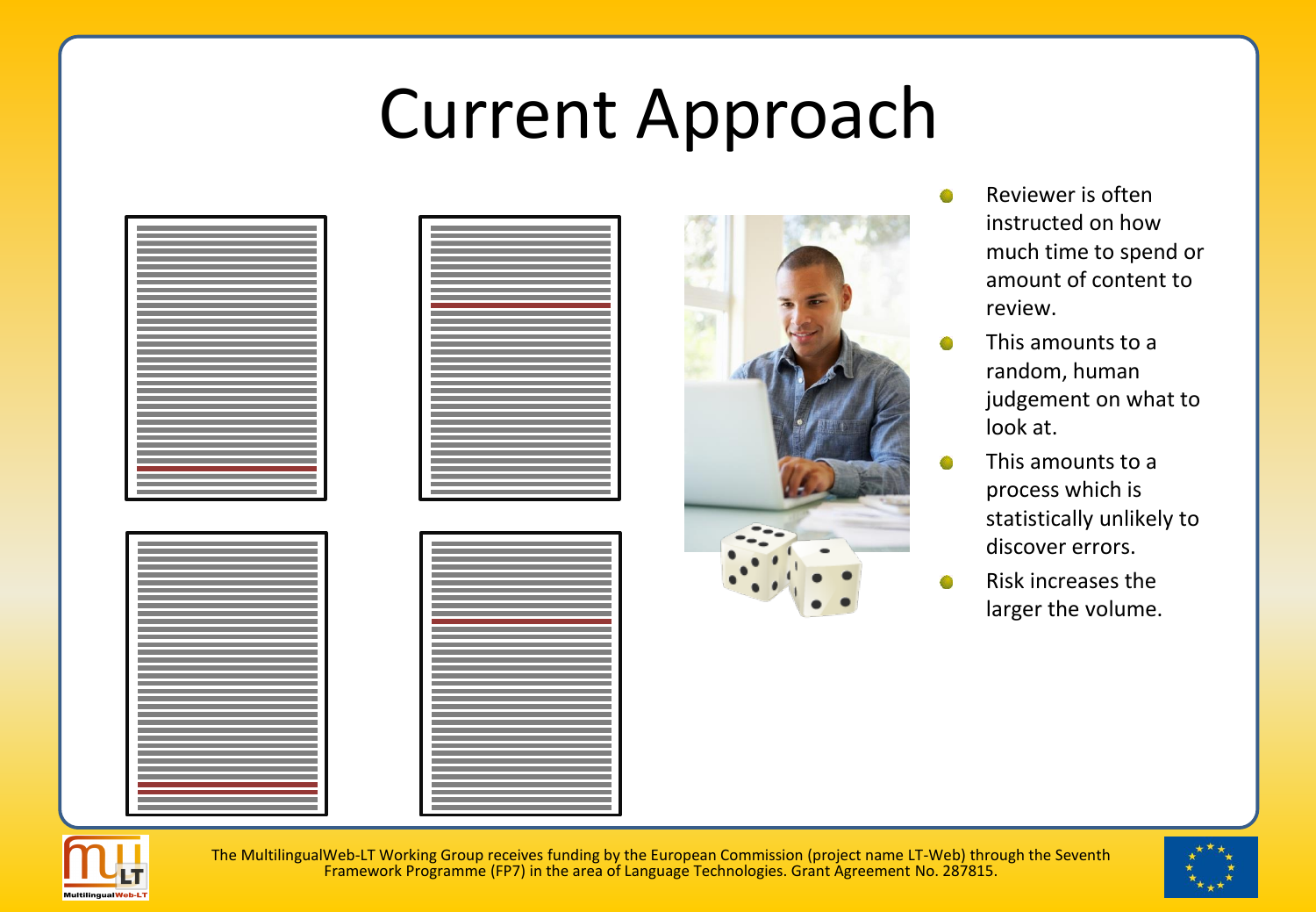# Current Approach

- Reviewer is often instructed on how much time to spend or amount of content to review.
- This amounts to a random, human judgement on what to look at.
- This amounts to a process which is statistically unlikely to discover errors.
- Risk increases the larger the volume.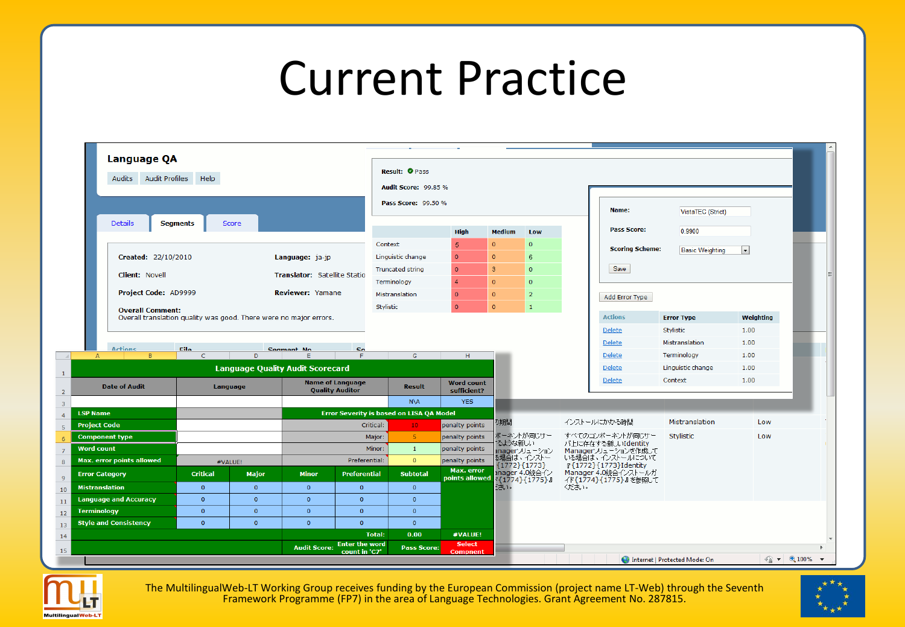# Current Practice

**Language QA**

Audits | Audit Profiles | Help

Details | Segments | Score

Created: 22/10/2010 Language: ja-jp

Client: Novell Translator: Satellite Statio

Project Code: AD9999 Reviewer: Yamane

Overall Comment:
Overall translation quality was good. There were no major errors.

Result: Pass

Audit Score: 99.85 %

Pass Score: 99.50 %

| | High | Medium | Low |
|---|---|---|---|
| Context | 5 | 0 | 0 |
| Linguistic change | 0 | 0 | 6 |
| Truncated string | 0 | 3 | 0 |
| Terminology | 4 | 0 | 0 |
| Mistranslation | 0 | 0 | 2 |
| Stylistic | 0 | 0 | 1 |

Name: VistaTEC (Strict)

Pass Score: 0.9900

Scoring Scheme: Basic Weighting

Save

Add Error Type

| Actions | Error Type | Weighting |
|---|---|---|
| Delete | Stylistic | 1.00 |
| Delete | Mistranslation | 1.00 |
| Delete | Terminology | 1.00 |
| Delete | Linguistic change | 1.00 |
| Delete | Context | 1.00 |

**Language Quality Audit Scorecard**

| Date of Audit | Language | Name of Language Quality Auditor | Result | Word count sufficient? |
|---|---|---|---|---|
| | | | N\A | YES |

| | | Error Severity is based on LISA QA Model | | |
|---|---|---|---|---|
| LSP Name | | | | |
| Project Code | | Critical: | 10 | penalty points |
| Component type | | Major: | 5 | penalty points |
| Word count | | Minor: | 1 | penalty points |
| Max. error points allowed | #VALUE! | Preferential: | 0 | penalty points |

| Error Category | Critical | Major | Minor | Preferential | Subtotal | Max. error points allowed |
|---|---|---|---|---|---|---|
| Mistranslation | 0 | 0 | 0 | 0 | 0 | |
| Language and Accuracy | 0 | 0 | 0 | 0 | 0 | |
| Terminology | 0 | 0 | 0 | 0 | 0 | |
| Style and Consistency | 0 | 0 | 0 | 0 | 0 | |
| | | | | Total: | 0.00 | #VALUE! |
| | | | Audit Score: | Enter the word count in 'C7' | Pass Score: | Select Component |

| | | | |
|---|---|---|---|
| の期間 | インストールにかかる時間 | Mistranslation | Low |
| ーポーネントが同じサーるような新しいanagerソリューションる場合は、インストー{1772}{1773}anager 4.0統合インド{1774}{1775}』さい。 | すべてのコンポーネントが同じサーバ上に存在する新しいIdentity Managerソリューションを作成している場合は、インストールについては『{1772}{1773}Identity Manager 4.0統合インストールガイド{1774}{1775}』を参照してください。 | Stylistic | Low |

The MultilingualWeb-LT Working Group receives funding by the European Commission (project name LT-Web) through the Seventh Framework Programme (FP7) in the area of Language Technologies. Grant Agreement No. 287815.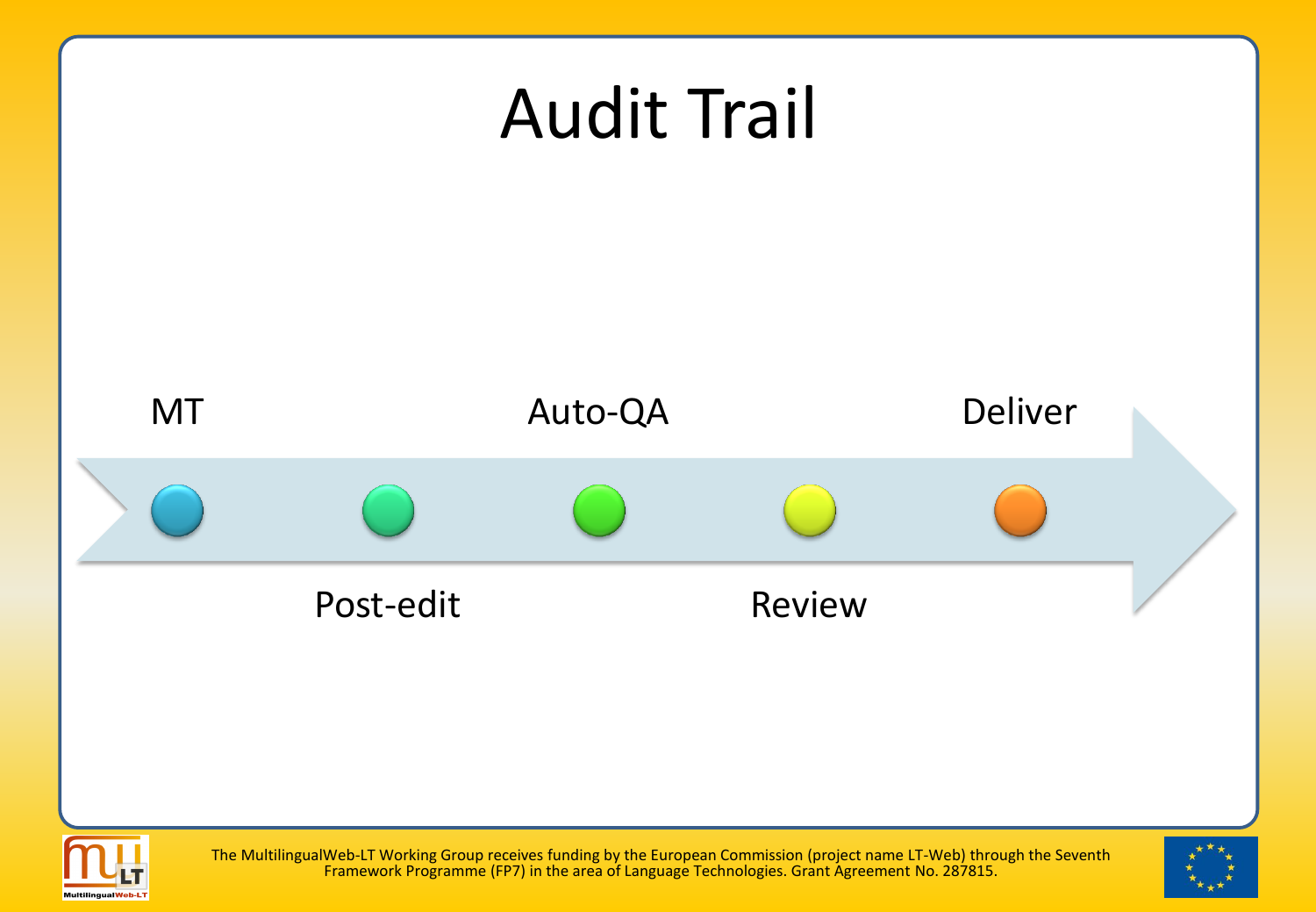# Audit Trail

MT

Post-edit

Auto-QA

Review

Deliver

The MultilingualWeb-LT Working Group receives funding by the European Commission (project name LT-Web) through the Seventh Framework Programme (FP7) in the area of Language Technologies. Grant Agreement No. 287815.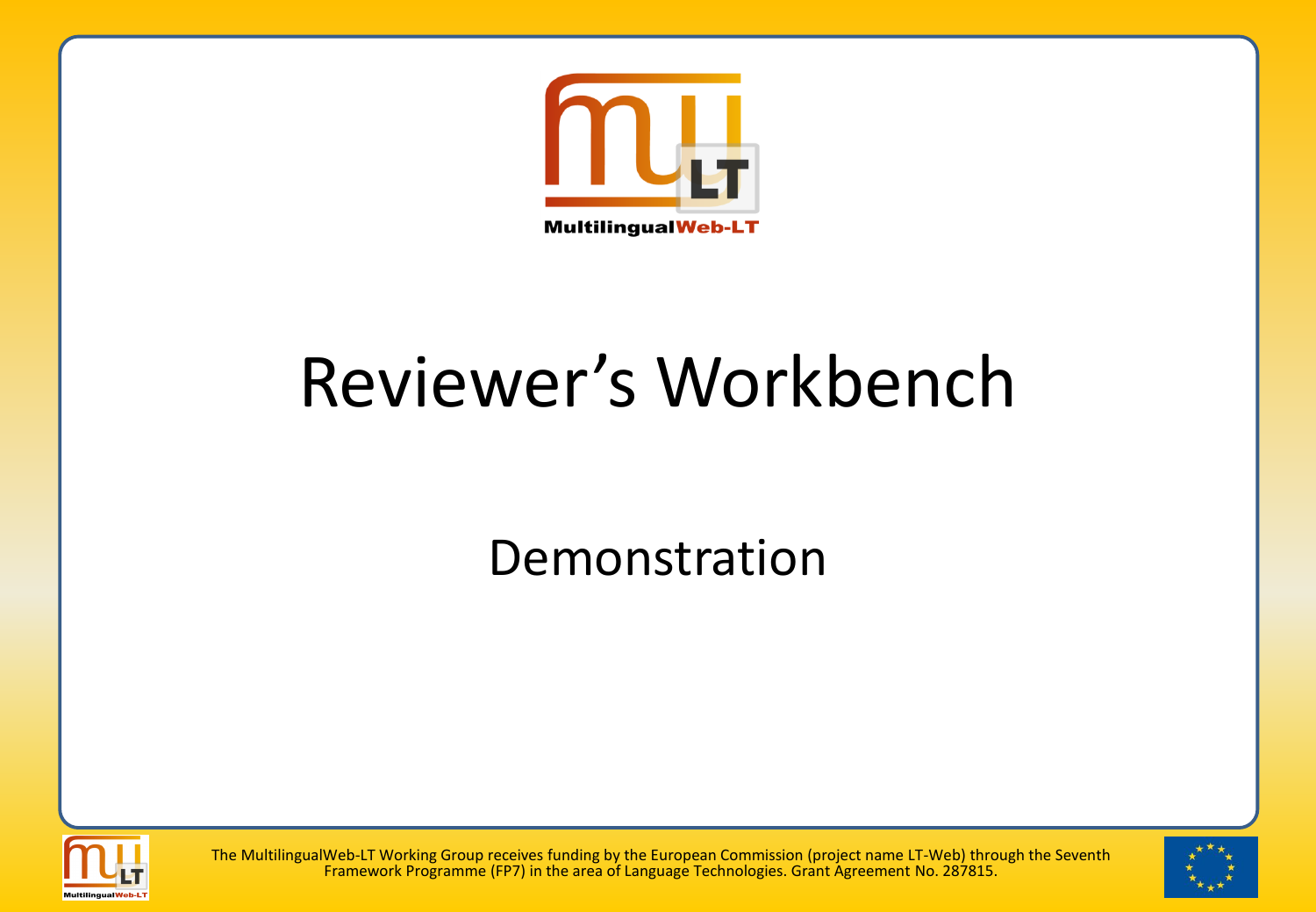# Reviewer's Workbench

## Demonstration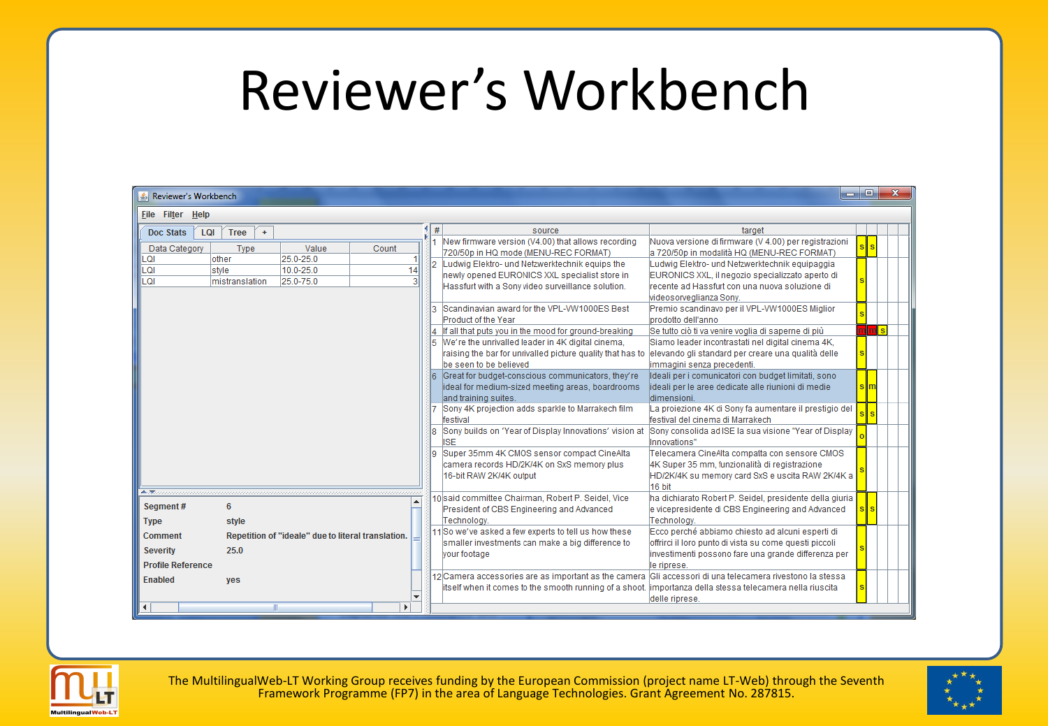# Reviewer's Workbench

Reviewer's Workbench

File Filter Help

Doc Stats | LQI | Tree | +

| Data Category | Type | Value | Count |
|---|---|---|---|
| LQI | other | 25.0-25.0 | 1 |
| LQI | style | 10.0-25.0 | 14 |
| LQI | mistranslation | 25.0-75.0 | 3 |

**Segment #** 6

**Type** style

**Comment** Repetition of "ideale" due to literal translation.

**Severity** 25.0

**Profile Reference**

**Enabled** yes

| # | source | target | | | |
|---|---|---|---|---|---|
| 1 | New firmware version (V4.00) that allows recording 720/50p in HQ mode (MENU-REC FORMAT) | Nuova versione di firmware (V 4.00) per registrazioni a 720/50p in modalità HQ (MENU-REC FORMAT) | s | s | |
| 2 | Ludwig Elektro- und Netzwerktechnik equips the newly opened EURONICS XXL specialist store in Hassfurt with a Sony video surveillance solution. | Ludwig Elektro- und Netzwerktechnik equipaggia EURONICS XXL, il negozio specializzato aperto di recente ad Hassfurt con una nuova soluzione di videosorveglianza Sony. | s | | |
| 3 | Scandinavian award for the VPL-VW1000ES Best Product of the Year | Premio scandinavo per il VPL-VW1000ES Miglior prodotto dell'anno | s | | |
| 4 | If all that puts you in the mood for ground-breaking | Se tutto ciò ti va venire voglia di saperne di più | m | m | s |
| 5 | We're the unrivalled leader in 4K digital cinema, raising the bar for unrivalled picture quality that has to be seen to be believed | Siamo leader incontrastati nel digital cinema 4K, elevando gli standard per creare una qualità delle immagini senza precedenti. | s | | |
| 6 | Great for budget-conscious communicators, they're ideal for medium-sized meeting areas, boardrooms and training suites. | Ideali per i comunicatori con budget limitati, sono ideali per le aree dedicate alle riunioni di medie dimensioni. | s | m | |
| 7 | Sony 4K projection adds sparkle to Marrakech film festival | La proiezione 4K di Sony fa aumentare il prestigio del festival del cinema di Marrakech | s | s | |
| 8 | Sony builds on 'Year of Display Innovations' vision at ISE | Sony consolida ad ISE la sua visione "Year of Display Innovations" | o | | |
| 9 | Super 35mm 4K CMOS sensor compact CineAlta camera records HD/2K/4K on SxS memory plus 16-bit RAW 2K/4K output | Telecamera CineAlta compatta con sensore CMOS 4K Super 35 mm, funzionalità di registrazione HD/2K/4K su memory card SxS e uscita RAW 2K/4K a 16 bit | s | | |
| 10 | said committee Chairman, Robert P. Seidel, Vice President of CBS Engineering and Advanced Technology. | ha dichiarato Robert P. Seidel, presidente della giuria e vicepresidente di CBS Engineering and Advanced Technology. | s | s | |
| 11 | So we've asked a few experts to tell us how these smaller investments can make a big difference to your footage | Ecco perché abbiamo chiesto ad alcuni esperti di offrirci il loro punto di vista su come questi piccoli investimenti possono fare una grande differenza per le riprese. | s | | |
| 12 | Camera accessories are as important as the camera itself when it comes to the smooth running of a shoot. | Gli accessori di una telecamera rivestono la stessa importanza della stessa telecamera nella riuscita delle riprese. | s | | |

The MultilingualWeb-LT Working Group receives funding by the European Commission (project name LT-Web) through the Seventh Framework Programme (FP7) in the area of Language Technologies. Grant Agreement No. 287815.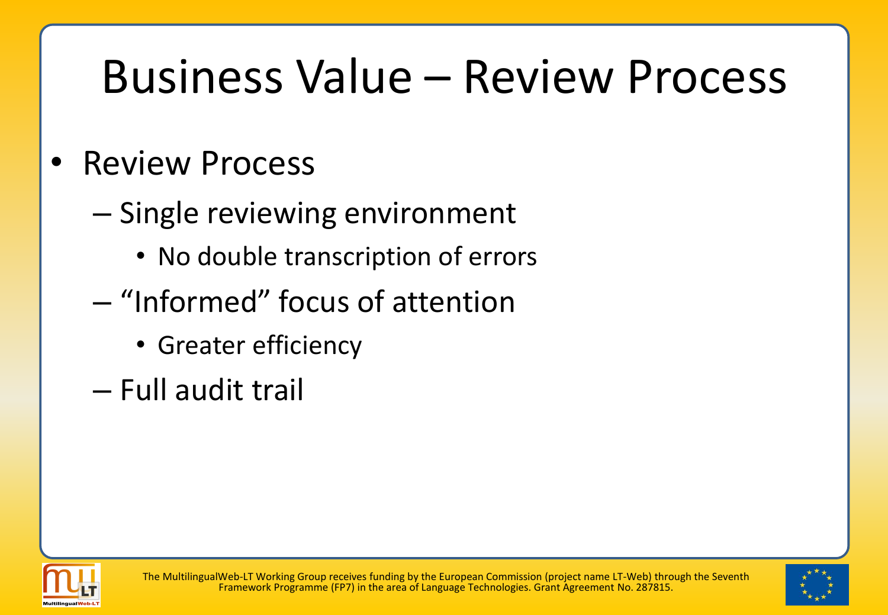# Business Value – Review Process

- Review Process
  - Single reviewing environment
    - No double transcription of errors
  - "Informed" focus of attention
    - Greater efficiency
  - Full audit trail

The MultilingualWeb-LT Working Group receives funding by the European Commission (project name LT-Web) through the Seventh Framework Programme (FP7) in the area of Language Technologies. Grant Agreement No. 287815.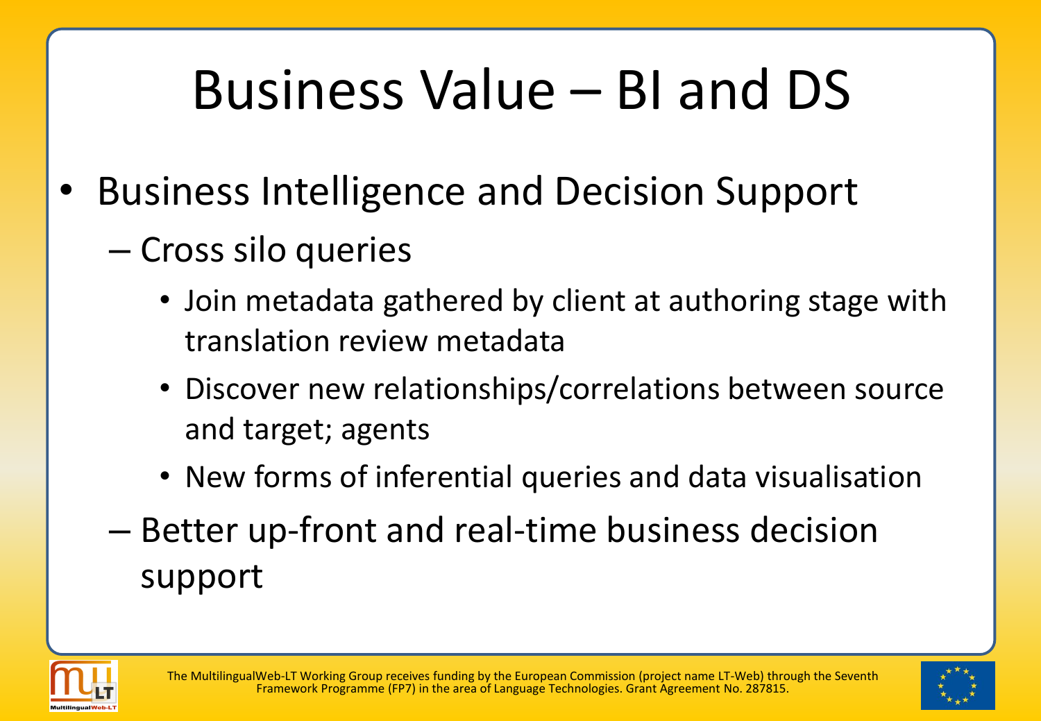# Business Value – BI and DS

- Business Intelligence and Decision Support
  - Cross silo queries
    - Join metadata gathered by client at authoring stage with translation review metadata
    - Discover new relationships/correlations between source and target; agents
    - New forms of inferential queries and data visualisation
  - Better up-front and real-time business decision support

The MultilingualWeb-LT Working Group receives funding by the European Commission (project name LT-Web) through the Seventh Framework Programme (FP7) in the area of Language Technologies. Grant Agreement No. 287815.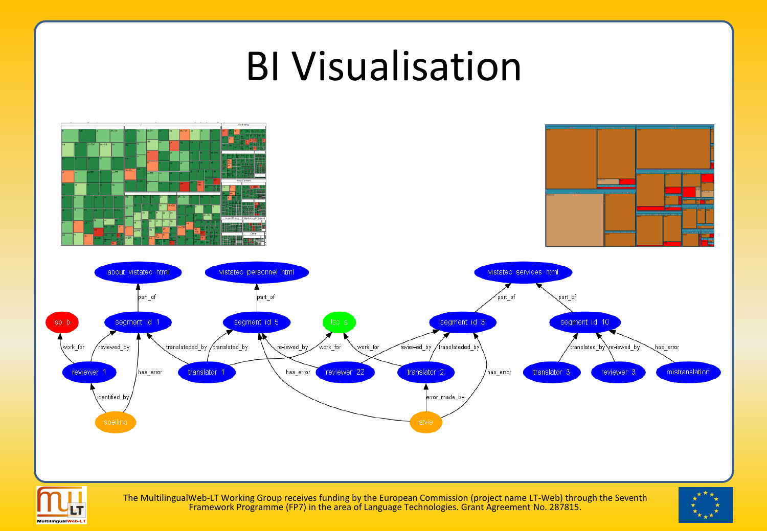# BI Visualisation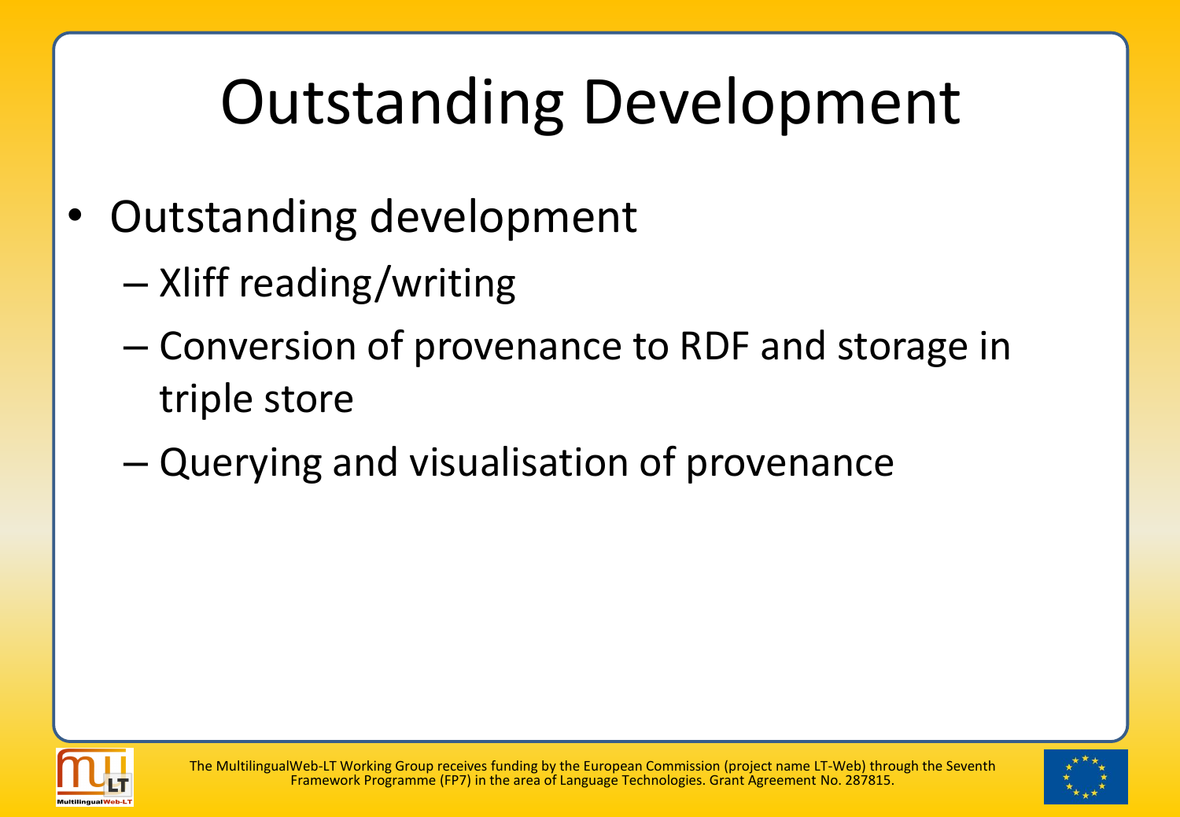# Outstanding Development

- Outstanding development
  - Xliff reading/writing
  - Conversion of provenance to RDF and storage in triple store
  - Querying and visualisation of provenance